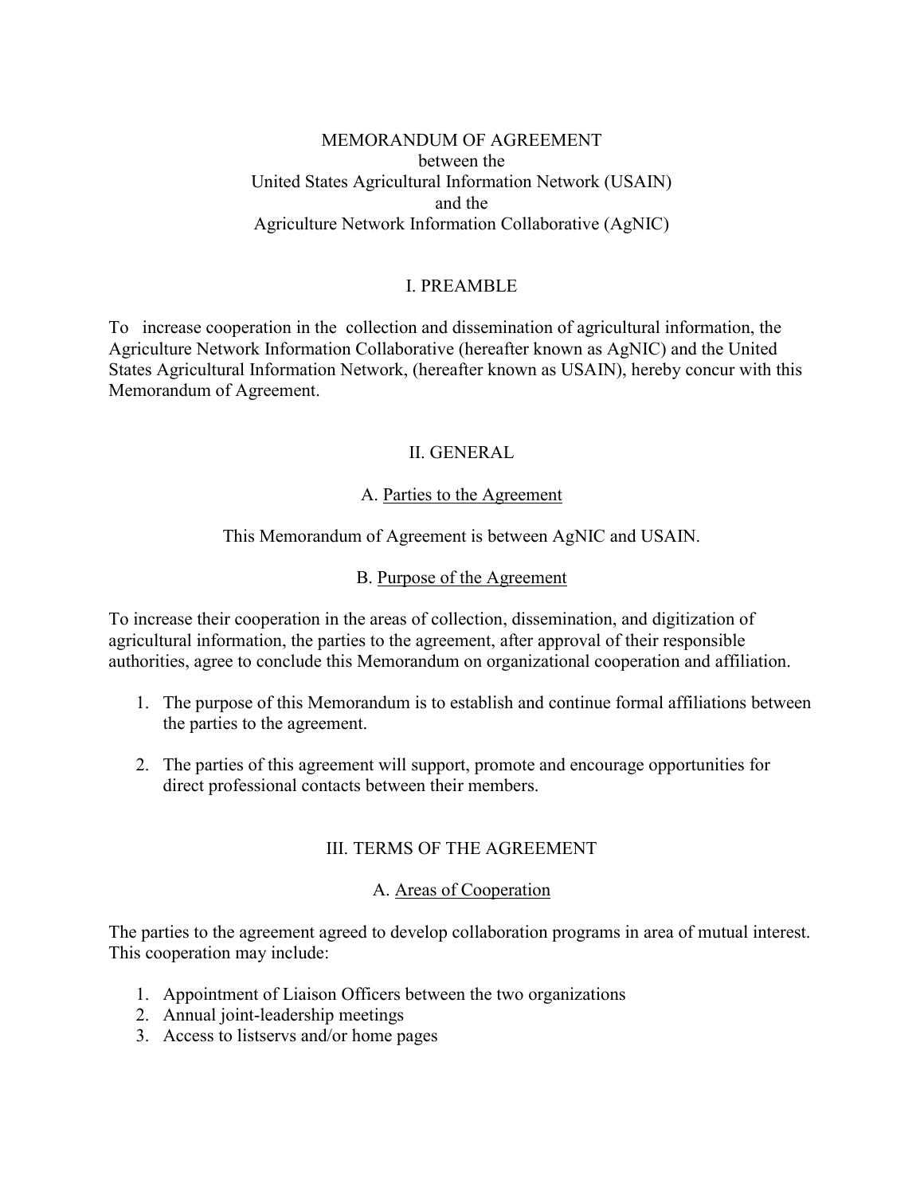# MEMORANDUM OF AGREEMENT
between the
United States Agricultural Information Network (USAIN)
and the
Agriculture Network Information Collaborative (AgNIC)

## I. PREAMBLE

To increase cooperation in the collection and dissemination of agricultural information, the Agriculture Network Information Collaborative (hereafter known as AgNIC) and the United States Agricultural Information Network, (hereafter known as USAIN), hereby concur with this Memorandum of Agreement.

## II. GENERAL

### A. Parties to the Agreement

This Memorandum of Agreement is between AgNIC and USAIN.

### B. Purpose of the Agreement

To increase their cooperation in the areas of collection, dissemination, and digitization of agricultural information, the parties to the agreement, after approval of their responsible authorities, agree to conclude this Memorandum on organizational cooperation and affiliation.

1. The purpose of this Memorandum is to establish and continue formal affiliations between the parties to the agreement.

2. The parties of this agreement will support, promote and encourage opportunities for direct professional contacts between their members.

## III. TERMS OF THE AGREEMENT

### A. Areas of Cooperation

The parties to the agreement agreed to develop collaboration programs in area of mutual interest. This cooperation may include:

1. Appointment of Liaison Officers between the two organizations
2. Annual joint-leadership meetings
3. Access to listservs and/or home pages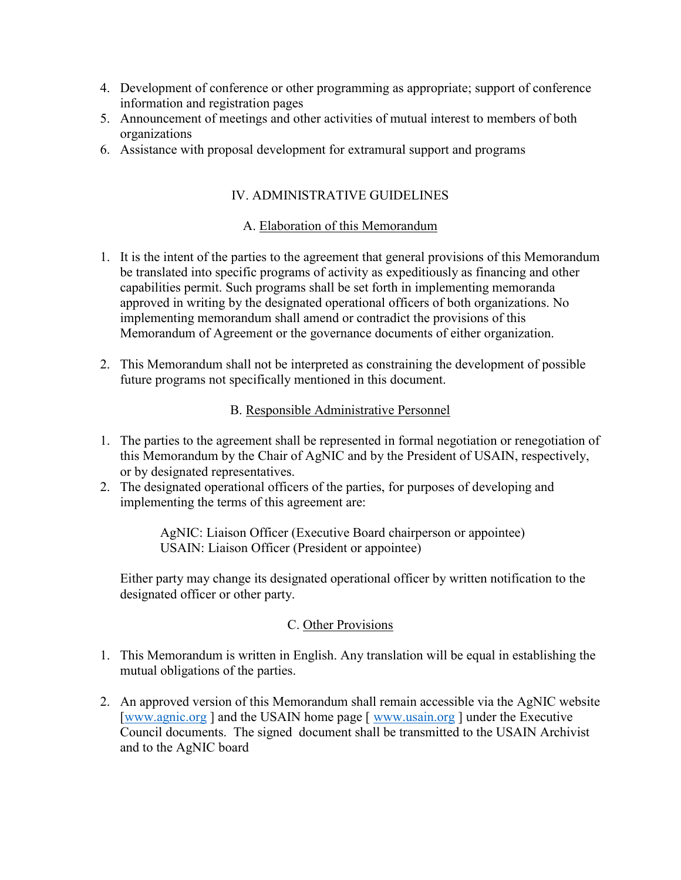4. Development of conference or other programming as appropriate; support of conference information and registration pages
5. Announcement of meetings and other activities of mutual interest to members of both organizations
6. Assistance with proposal development for extramural support and programs

## IV. ADMINISTRATIVE GUIDELINES

### A. Elaboration of this Memorandum

1. It is the intent of the parties to the agreement that general provisions of this Memorandum be translated into specific programs of activity as expeditiously as financing and other capabilities permit. Such programs shall be set forth in implementing memoranda approved in writing by the designated operational officers of both organizations. No implementing memorandum shall amend or contradict the provisions of this Memorandum of Agreement or the governance documents of either organization.

2. This Memorandum shall not be interpreted as constraining the development of possible future programs not specifically mentioned in this document.

### B. Responsible Administrative Personnel

1. The parties to the agreement shall be represented in formal negotiation or renegotiation of this Memorandum by the Chair of AgNIC and by the President of USAIN, respectively, or by designated representatives.
2. The designated operational officers of the parties, for purposes of developing and implementing the terms of this agreement are:

   AgNIC: Liaison Officer (Executive Board chairperson or appointee)
   USAIN: Liaison Officer (President or appointee)

   Either party may change its designated operational officer by written notification to the designated officer or other party.

### C. Other Provisions

1. This Memorandum is written in English. Any translation will be equal in establishing the mutual obligations of the parties.

2. An approved version of this Memorandum shall remain accessible via the AgNIC website [www.agnic.org ] and the USAIN home page [ www.usain.org ] under the Executive Council documents. The signed document shall be transmitted to the USAIN Archivist and to the AgNIC board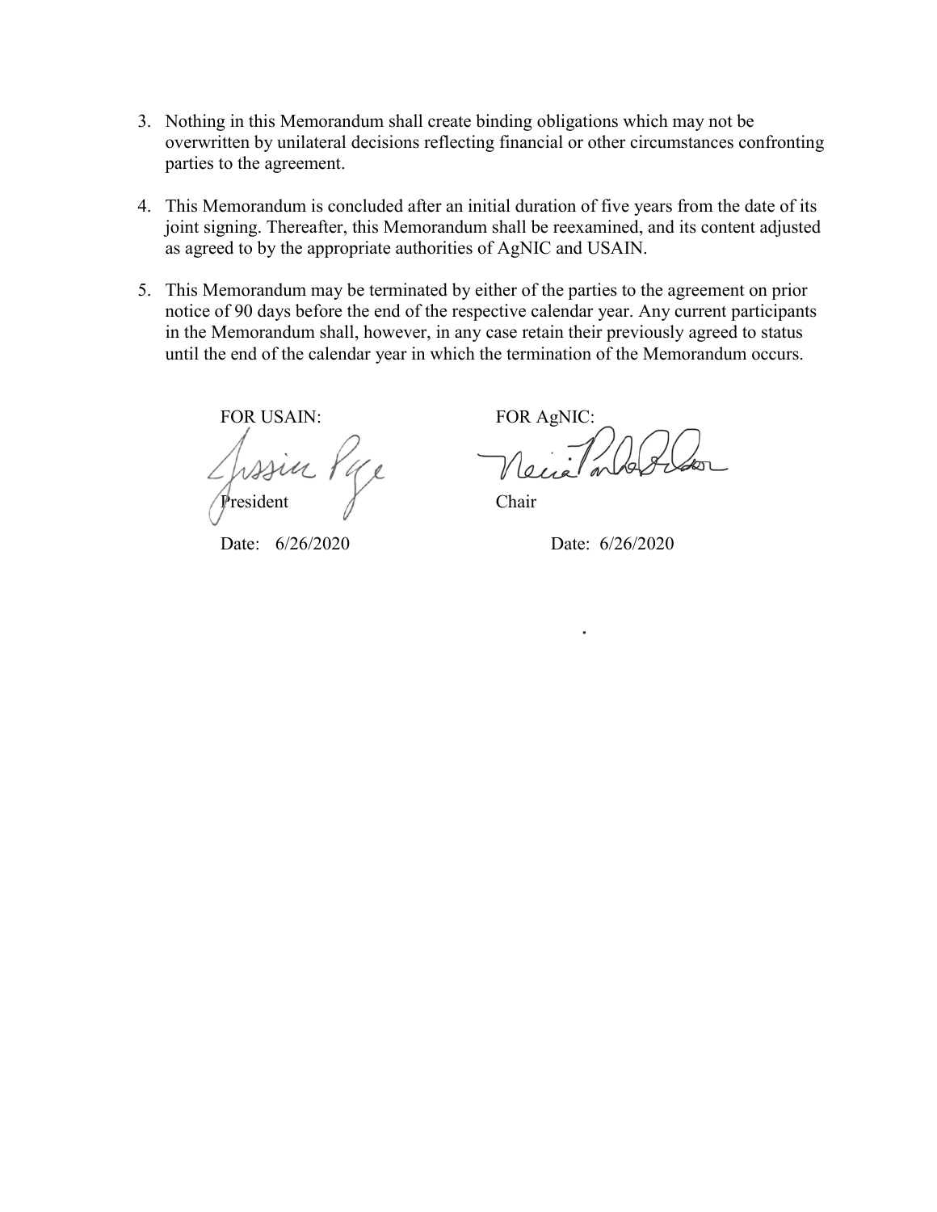3. Nothing in this Memorandum shall create binding obligations which may not be overwritten by unilateral decisions reflecting financial or other circumstances confronting parties to the agreement.

4. This Memorandum is concluded after an initial duration of five years from the date of its joint signing. Thereafter, this Memorandum shall be reexamined, and its content adjusted as agreed to by the appropriate authorities of AgNIC and USAIN.

5. This Memorandum may be terminated by either of the parties to the agreement on prior notice of 90 days before the end of the respective calendar year. Any current participants in the Memorandum shall, however, in any case retain their previously agreed to status until the end of the calendar year in which the termination of the Memorandum occurs.

FOR USAIN:

President

Date: 6/26/2020

FOR AgNIC:

Chair

Date: 6/26/2020